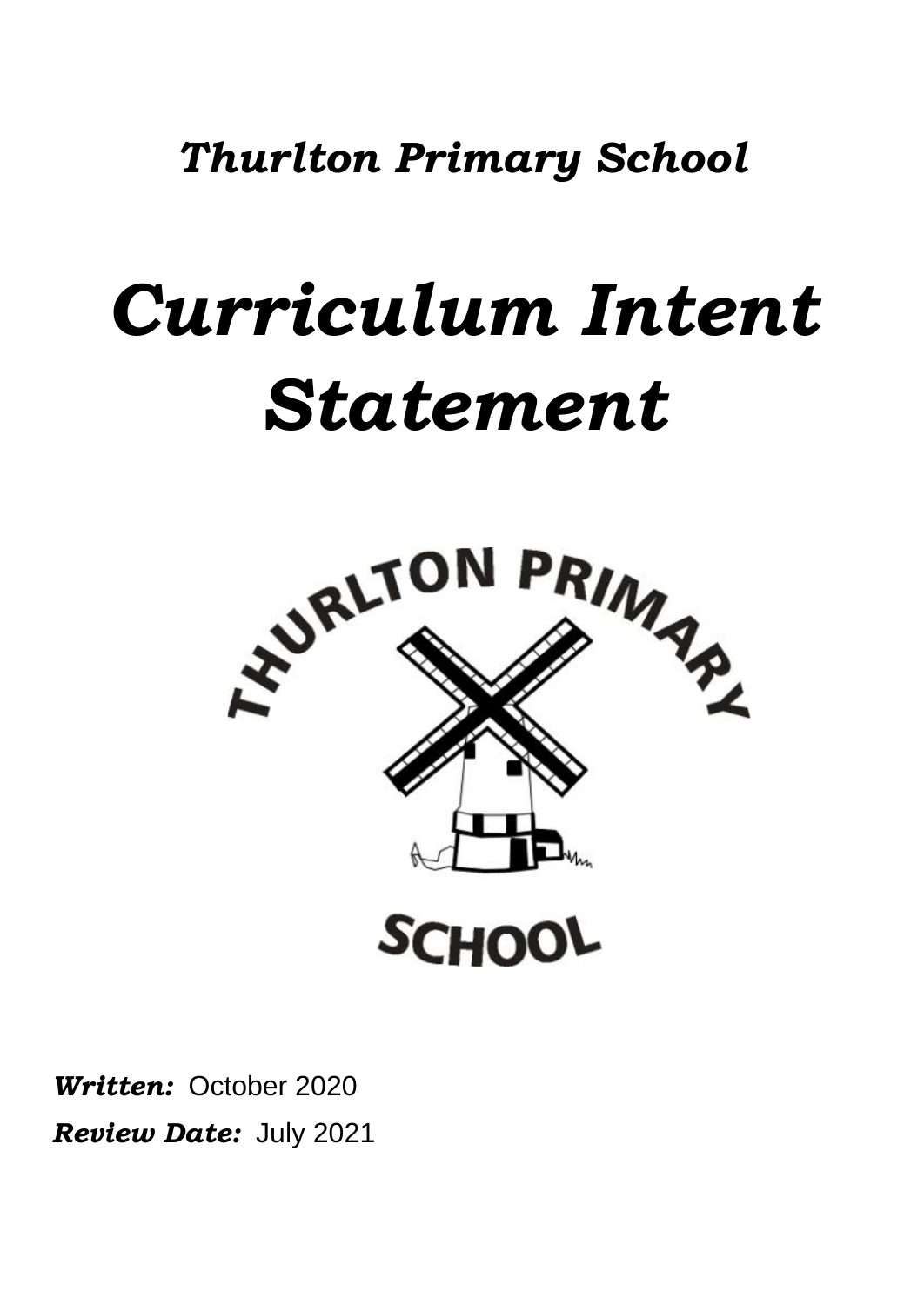***Thurlton Primary School***

# *Curriculum Intent Statement*

***Written:*** October 2020

***Review Date:*** July 2021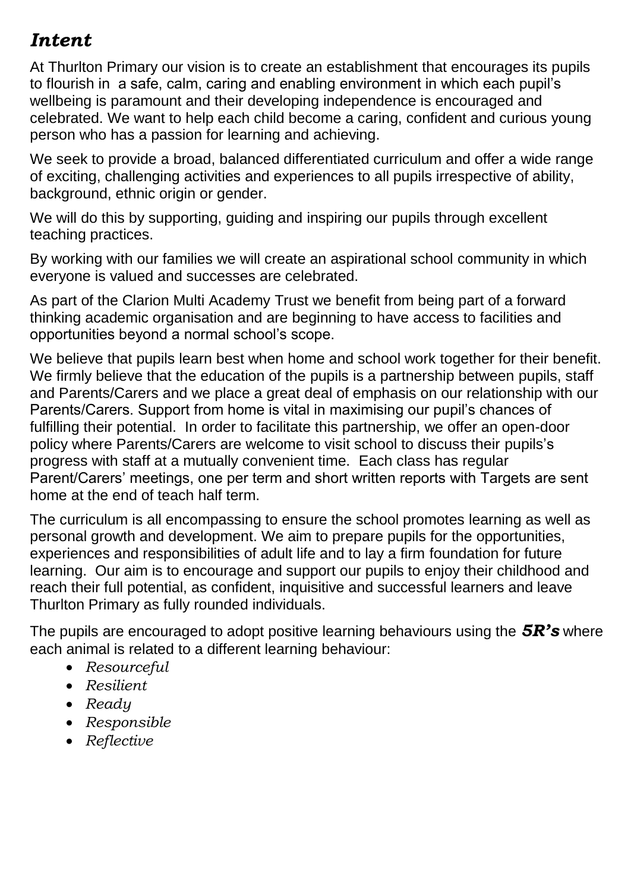## *Intent*

At Thurlton Primary our vision is to create an establishment that encourages its pupils to flourish in a safe, calm, caring and enabling environment in which each pupil's wellbeing is paramount and their developing independence is encouraged and celebrated. We want to help each child become a caring, confident and curious young person who has a passion for learning and achieving.

We seek to provide a broad, balanced differentiated curriculum and offer a wide range of exciting, challenging activities and experiences to all pupils irrespective of ability, background, ethnic origin or gender.

We will do this by supporting, guiding and inspiring our pupils through excellent teaching practices.

By working with our families we will create an aspirational school community in which everyone is valued and successes are celebrated.

As part of the Clarion Multi Academy Trust we benefit from being part of a forward thinking academic organisation and are beginning to have access to facilities and opportunities beyond a normal school's scope.

We believe that pupils learn best when home and school work together for their benefit. We firmly believe that the education of the pupils is a partnership between pupils, staff and Parents/Carers and we place a great deal of emphasis on our relationship with our Parents/Carers. Support from home is vital in maximising our pupil's chances of fulfilling their potential. In order to facilitate this partnership, we offer an open-door policy where Parents/Carers are welcome to visit school to discuss their pupils's progress with staff at a mutually convenient time. Each class has regular Parent/Carers' meetings, one per term and short written reports with Targets are sent home at the end of teach half term.

The curriculum is all encompassing to ensure the school promotes learning as well as personal growth and development. We aim to prepare pupils for the opportunities, experiences and responsibilities of adult life and to lay a firm foundation for future learning. Our aim is to encourage and support our pupils to enjoy their childhood and reach their full potential, as confident, inquisitive and successful learners and leave Thurlton Primary as fully rounded individuals.

The pupils are encouraged to adopt positive learning behaviours using the ***5R's*** where each animal is related to a different learning behaviour:

- *Resourceful*
- *Resilient*
- *Ready*
- *Responsible*
- *Reflective*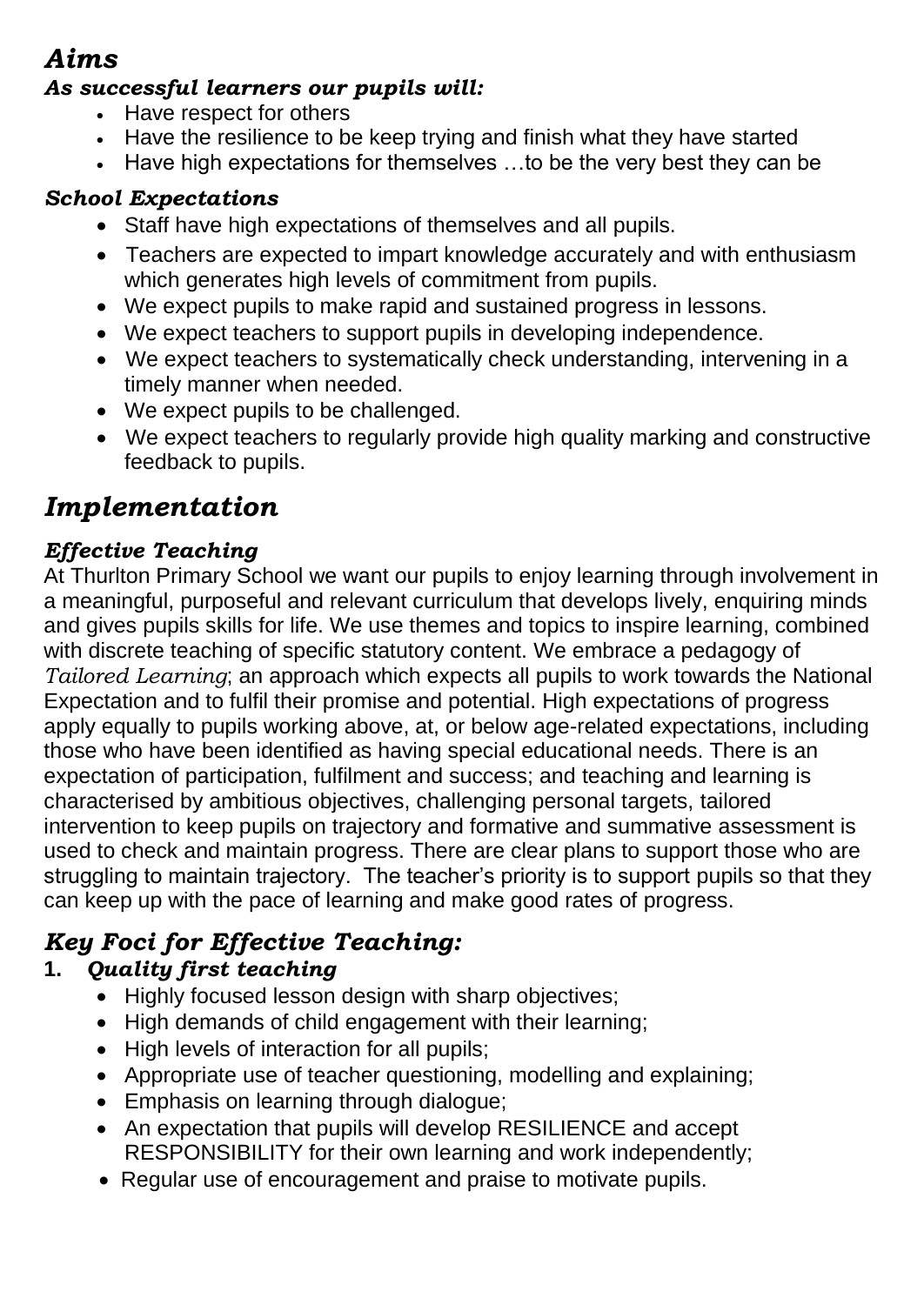# *Aims*

### *As successful learners our pupils will:*

- Have respect for others
- Have the resilience to be keep trying and finish what they have started
- Have high expectations for themselves …to be the very best they can be

### *School Expectations*

- Staff have high expectations of themselves and all pupils.
- Teachers are expected to impart knowledge accurately and with enthusiasm which generates high levels of commitment from pupils.
- We expect pupils to make rapid and sustained progress in lessons.
- We expect teachers to support pupils in developing independence.
- We expect teachers to systematically check understanding, intervening in a timely manner when needed.
- We expect pupils to be challenged.
- We expect teachers to regularly provide high quality marking and constructive feedback to pupils.

# *Implementation*

### *Effective Teaching*

At Thurlton Primary School we want our pupils to enjoy learning through involvement in a meaningful, purposeful and relevant curriculum that develops lively, enquiring minds and gives pupils skills for life. We use themes and topics to inspire learning, combined with discrete teaching of specific statutory content. We embrace a pedagogy of *Tailored Learning*; an approach which expects all pupils to work towards the National Expectation and to fulfil their promise and potential. High expectations of progress apply equally to pupils working above, at, or below age-related expectations, including those who have been identified as having special educational needs. There is an expectation of participation, fulfilment and success; and teaching and learning is characterised by ambitious objectives, challenging personal targets, tailored intervention to keep pupils on trajectory and formative and summative assessment is used to check and maintain progress. There are clear plans to support those who are struggling to maintain trajectory. The teacher's priority is to support pupils so that they can keep up with the pace of learning and make good rates of progress.

## *Key Foci for Effective Teaching:*

### 1. *Quality first teaching*

- Highly focused lesson design with sharp objectives;
- High demands of child engagement with their learning;
- High levels of interaction for all pupils;
- Appropriate use of teacher questioning, modelling and explaining;
- Emphasis on learning through dialogue;
- An expectation that pupils will develop RESILIENCE and accept RESPONSIBILITY for their own learning and work independently;
- Regular use of encouragement and praise to motivate pupils.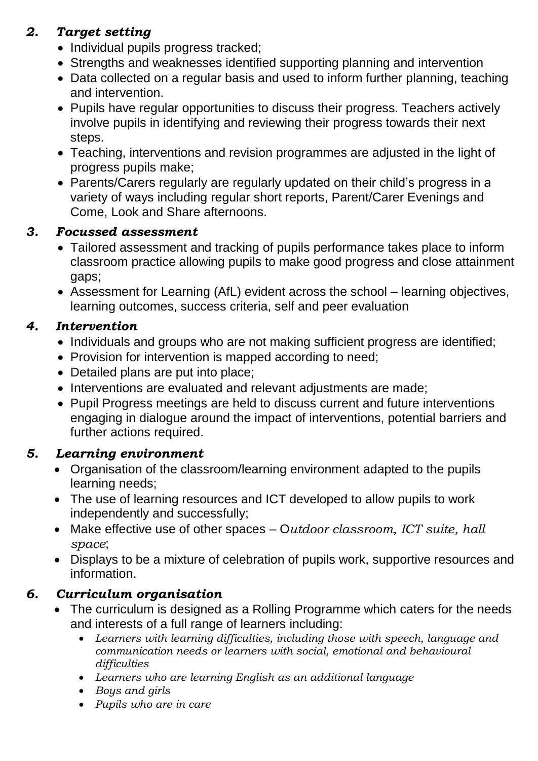### *2. Target setting*

- Individual pupils progress tracked;
- Strengths and weaknesses identified supporting planning and intervention
- Data collected on a regular basis and used to inform further planning, teaching and intervention.
- Pupils have regular opportunities to discuss their progress. Teachers actively involve pupils in identifying and reviewing their progress towards their next steps.
- Teaching, interventions and revision programmes are adjusted in the light of progress pupils make;
- Parents/Carers regularly are are regularly updated on their child's progress in a variety of ways including regular short reports, Parent/Carer Evenings and Come, Look and Share afternoons.

### *3. Focussed assessment*

- Tailored assessment and tracking of pupils performance takes place to inform classroom practice allowing pupils to make good progress and close attainment gaps;
- Assessment for Learning (AfL) evident across the school – learning objectives, learning outcomes, success criteria, self and peer evaluation

### *4. Intervention*

- Individuals and groups who are not making sufficient progress are identified;
- Provision for intervention is mapped according to need;
- Detailed plans are put into place;
- Interventions are evaluated and relevant adjustments are made;
- Pupil Progress meetings are held to discuss current and future interventions engaging in dialogue around the impact of interventions, potential barriers and further actions required.

### *5. Learning environment*

- Organisation of the classroom/learning environment adapted to the pupils learning needs;
- The use of learning resources and ICT developed to allow pupils to work independently and successfully;
- Make effective use of other spaces – O*utdoor classroom, ICT suite, hall space*;
- Displays to be a mixture of celebration of pupils work, supportive resources and information.

### *6. Curriculum organisation*

- The curriculum is designed as a Rolling Programme which caters for the needs and interests of a full range of learners including:
  - *Learners with learning difficulties, including those with speech, language and communication needs or learners with social, emotional and behavioural difficulties*
  - *Learners who are learning English as an additional language*
  - *Boys and girls*
  - *Pupils who are in care*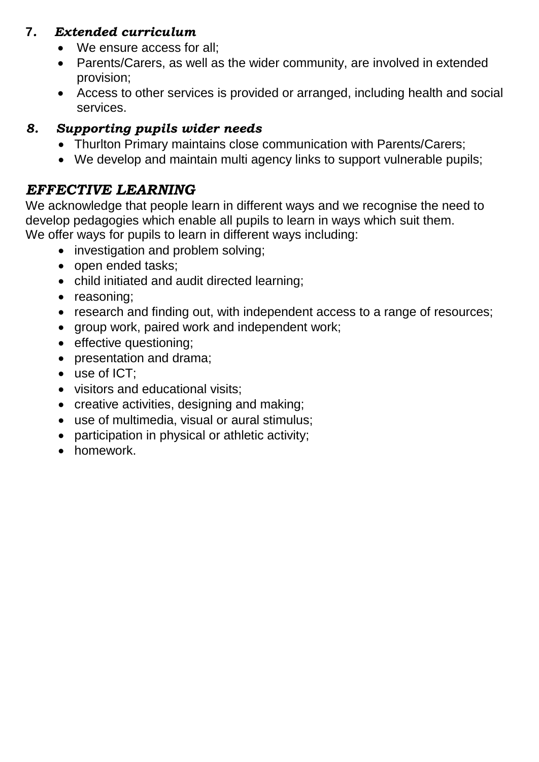**7. *Extended curriculum***

- We ensure access for all;
- Parents/Carers, as well as the wider community, are involved in extended provision;
- Access to other services is provided or arranged, including health and social services.

***8. Supporting pupils wider needs***

- Thurlton Primary maintains close communication with Parents/Carers;
- We develop and maintain multi agency links to support vulnerable pupils;

## *EFFECTIVE LEARNING*

We acknowledge that people learn in different ways and we recognise the need to develop pedagogies which enable all pupils to learn in ways which suit them.
We offer ways for pupils to learn in different ways including:

- investigation and problem solving;
- open ended tasks;
- child initiated and audit directed learning;
- reasoning;
- research and finding out, with independent access to a range of resources;
- group work, paired work and independent work;
- effective questioning;
- presentation and drama;
- use of ICT;
- visitors and educational visits;
- creative activities, designing and making;
- use of multimedia, visual or aural stimulus;
- participation in physical or athletic activity;
- homework.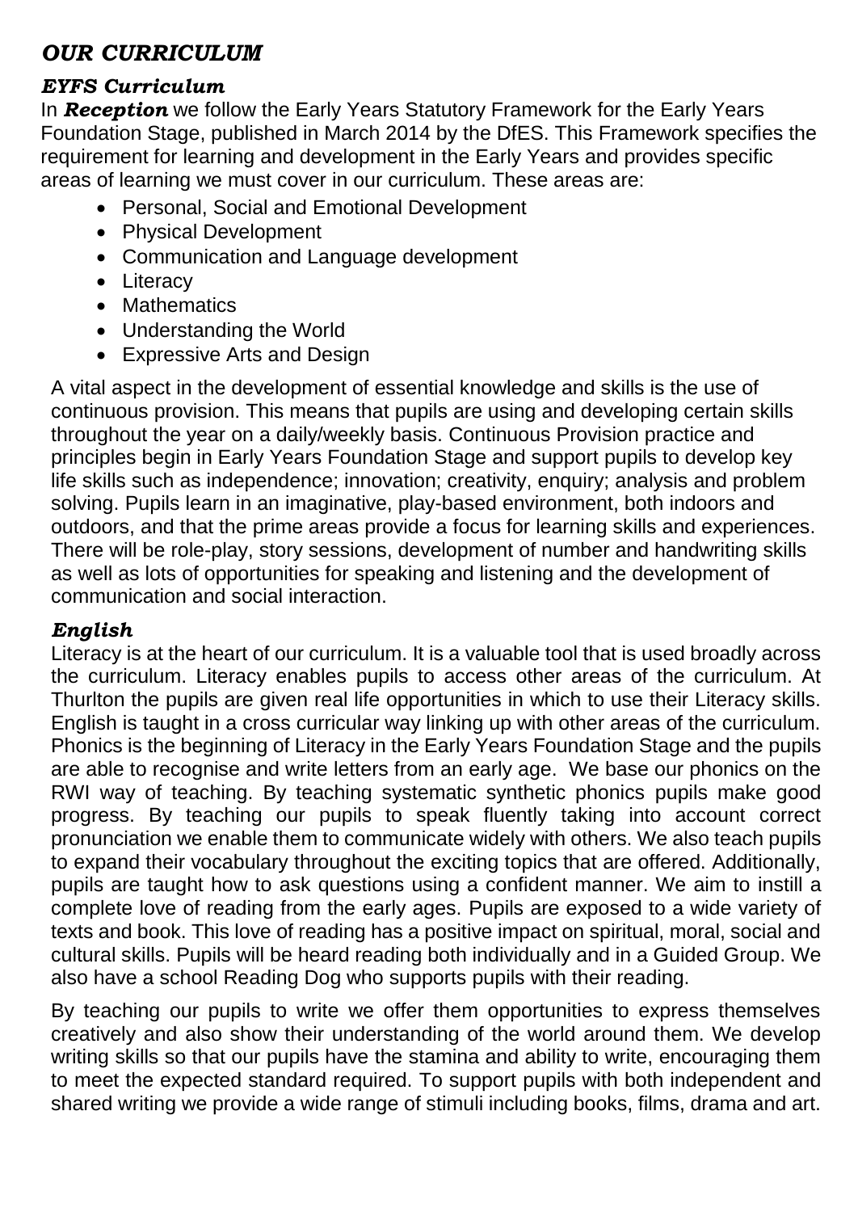## *OUR CURRICULUM*

### *EYFS Curriculum*

In ***Reception*** we follow the Early Years Statutory Framework for the Early Years Foundation Stage, published in March 2014 by the DfES. This Framework specifies the requirement for learning and development in the Early Years and provides specific areas of learning we must cover in our curriculum. These areas are:

- Personal, Social and Emotional Development
- Physical Development
- Communication and Language development
- Literacy
- Mathematics
- Understanding the World
- Expressive Arts and Design

A vital aspect in the development of essential knowledge and skills is the use of continuous provision. This means that pupils are using and developing certain skills throughout the year on a daily/weekly basis. Continuous Provision practice and principles begin in Early Years Foundation Stage and support pupils to develop key life skills such as independence; innovation; creativity, enquiry; analysis and problem solving. Pupils learn in an imaginative, play-based environment, both indoors and outdoors, and that the prime areas provide a focus for learning skills and experiences. There will be role-play, story sessions, development of number and handwriting skills as well as lots of opportunities for speaking and listening and the development of communication and social interaction.

### *English*

Literacy is at the heart of our curriculum. It is a valuable tool that is used broadly across the curriculum. Literacy enables pupils to access other areas of the curriculum. At Thurlton the pupils are given real life opportunities in which to use their Literacy skills. English is taught in a cross curricular way linking up with other areas of the curriculum. Phonics is the beginning of Literacy in the Early Years Foundation Stage and the pupils are able to recognise and write letters from an early age. We base our phonics on the RWI way of teaching. By teaching systematic synthetic phonics pupils make good progress. By teaching our pupils to speak fluently taking into account correct pronunciation we enable them to communicate widely with others. We also teach pupils to expand their vocabulary throughout the exciting topics that are offered. Additionally, pupils are taught how to ask questions using a confident manner. We aim to instill a complete love of reading from the early ages. Pupils are exposed to a wide variety of texts and book. This love of reading has a positive impact on spiritual, moral, social and cultural skills. Pupils will be heard reading both individually and in a Guided Group. We also have a school Reading Dog who supports pupils with their reading.

By teaching our pupils to write we offer them opportunities to express themselves creatively and also show their understanding of the world around them. We develop writing skills so that our pupils have the stamina and ability to write, encouraging them to meet the expected standard required. To support pupils with both independent and shared writing we provide a wide range of stimuli including books, films, drama and art.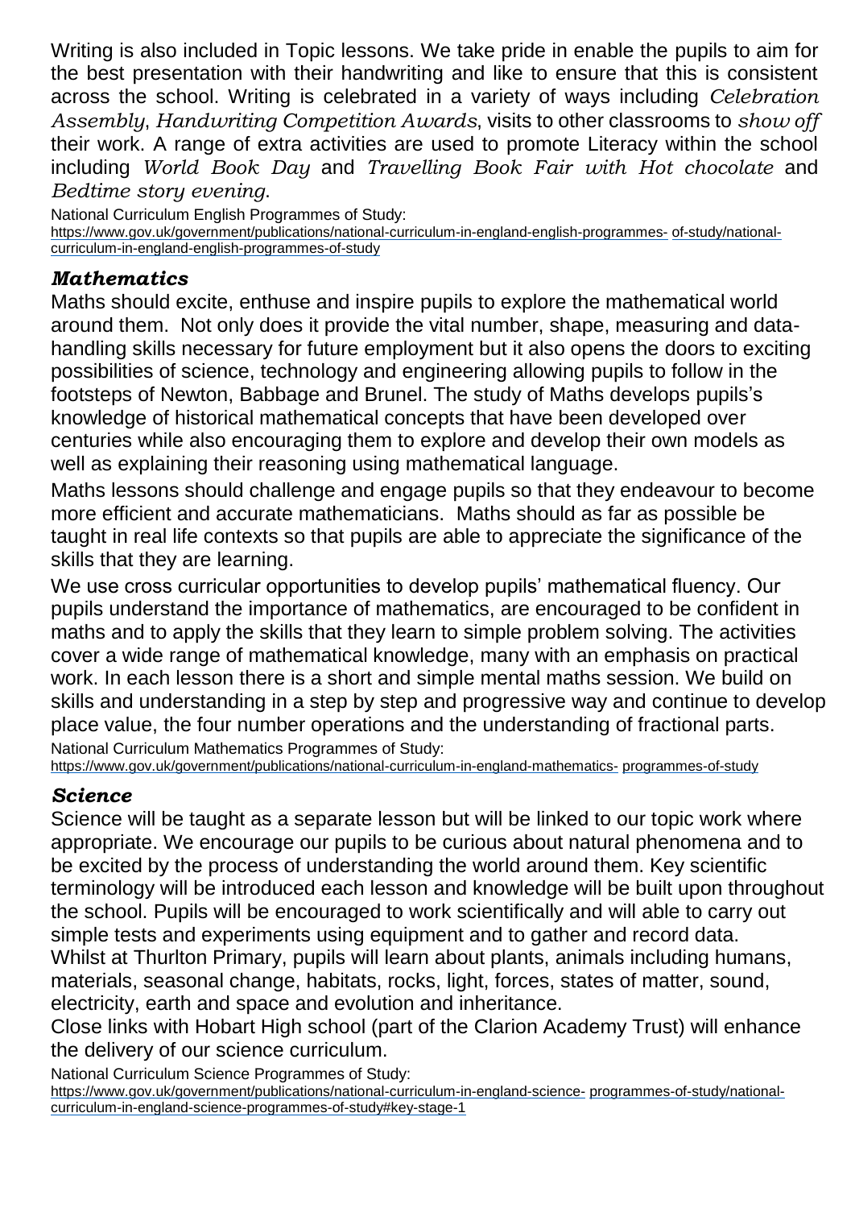Writing is also included in Topic lessons. We take pride in enable the pupils to aim for the best presentation with their handwriting and like to ensure that this is consistent across the school. Writing is celebrated in a variety of ways including *Celebration Assembly*, *Handwriting Competition Awards*, visits to other classrooms to *show off* their work. A range of extra activities are used to promote Literacy within the school including *World Book Day* and *Travelling Book Fair with Hot chocolate* and *Bedtime story evening*.

National Curriculum English Programmes of Study:
https://www.gov.uk/government/publications/national-curriculum-in-england-english-programmes- of-study/national-curriculum-in-england-english-programmes-of-study

### *Mathematics*

Maths should excite, enthuse and inspire pupils to explore the mathematical world around them. Not only does it provide the vital number, shape, measuring and data-handling skills necessary for future employment but it also opens the doors to exciting possibilities of science, technology and engineering allowing pupils to follow in the footsteps of Newton, Babbage and Brunel. The study of Maths develops pupils's knowledge of historical mathematical concepts that have been developed over centuries while also encouraging them to explore and develop their own models as well as explaining their reasoning using mathematical language.

Maths lessons should challenge and engage pupils so that they endeavour to become more efficient and accurate mathematicians. Maths should as far as possible be taught in real life contexts so that pupils are able to appreciate the significance of the skills that they are learning.

We use cross curricular opportunities to develop pupils' mathematical fluency. Our pupils understand the importance of mathematics, are encouraged to be confident in maths and to apply the skills that they learn to simple problem solving. The activities cover a wide range of mathematical knowledge, many with an emphasis on practical work. In each lesson there is a short and simple mental maths session. We build on skills and understanding in a step by step and progressive way and continue to develop place value, the four number operations and the understanding of fractional parts.

National Curriculum Mathematics Programmes of Study:
https://www.gov.uk/government/publications/national-curriculum-in-england-mathematics- programmes-of-study

### *Science*

Science will be taught as a separate lesson but will be linked to our topic work where appropriate. We encourage our pupils to be curious about natural phenomena and to be excited by the process of understanding the world around them. Key scientific terminology will be introduced each lesson and knowledge will be built upon throughout the school. Pupils will be encouraged to work scientifically and will able to carry out simple tests and experiments using equipment and to gather and record data.
Whilst at Thurlton Primary, pupils will learn about plants, animals including humans, materials, seasonal change, habitats, rocks, light, forces, states of matter, sound, electricity, earth and space and evolution and inheritance.
Close links with Hobart High school (part of the Clarion Academy Trust) will enhance the delivery of our science curriculum.

National Curriculum Science Programmes of Study:
https://www.gov.uk/government/publications/national-curriculum-in-england-science- programmes-of-study/national-curriculum-in-england-science-programmes-of-study#key-stage-1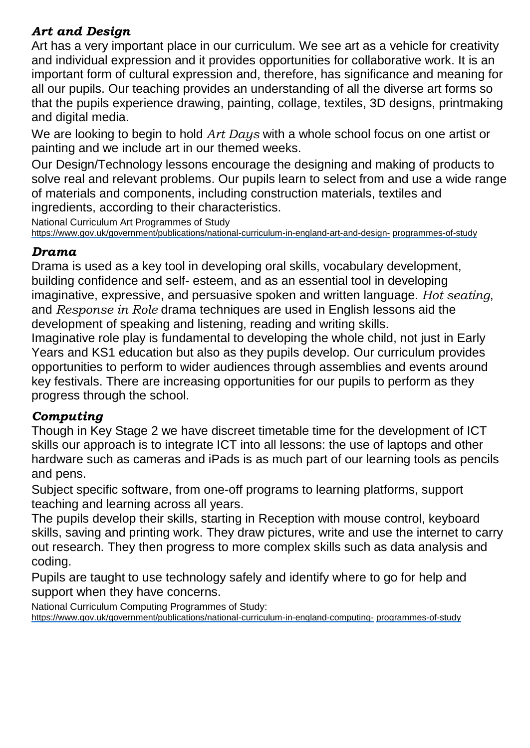### *Art and Design*

Art has a very important place in our curriculum. We see art as a vehicle for creativity and individual expression and it provides opportunities for collaborative work. It is an important form of cultural expression and, therefore, has significance and meaning for all our pupils. Our teaching provides an understanding of all the diverse art forms so that the pupils experience drawing, painting, collage, textiles, 3D designs, printmaking and digital media.

We are looking to begin to hold *Art Days* with a whole school focus on one artist or painting and we include art in our themed weeks.

Our Design/Technology lessons encourage the designing and making of products to solve real and relevant problems. Our pupils learn to select from and use a wide range of materials and components, including construction materials, textiles and ingredients, according to their characteristics.

National Curriculum Art Programmes of Study
https://www.gov.uk/government/publications/national-curriculum-in-england-art-and-design- programmes-of-study

### *Drama*

Drama is used as a key tool in developing oral skills, vocabulary development, building confidence and self- esteem, and as an essential tool in developing imaginative, expressive, and persuasive spoken and written language. *Hot seating*, and *Response in Role* drama techniques are used in English lessons aid the development of speaking and listening, reading and writing skills.

Imaginative role play is fundamental to developing the whole child, not just in Early Years and KS1 education but also as they pupils develop. Our curriculum provides opportunities to perform to wider audiences through assemblies and events around key festivals. There are increasing opportunities for our pupils to perform as they progress through the school.

### *Computing*

Though in Key Stage 2 we have discreet timetable time for the development of ICT skills our approach is to integrate ICT into all lessons: the use of laptops and other hardware such as cameras and iPads is as much part of our learning tools as pencils and pens.

Subject specific software, from one-off programs to learning platforms, support teaching and learning across all years.

The pupils develop their skills, starting in Reception with mouse control, keyboard skills, saving and printing work. They draw pictures, write and use the internet to carry out research. They then progress to more complex skills such as data analysis and coding.

Pupils are taught to use technology safely and identify where to go for help and support when they have concerns.

National Curriculum Computing Programmes of Study:
https://www.gov.uk/government/publications/national-curriculum-in-england-computing- programmes-of-study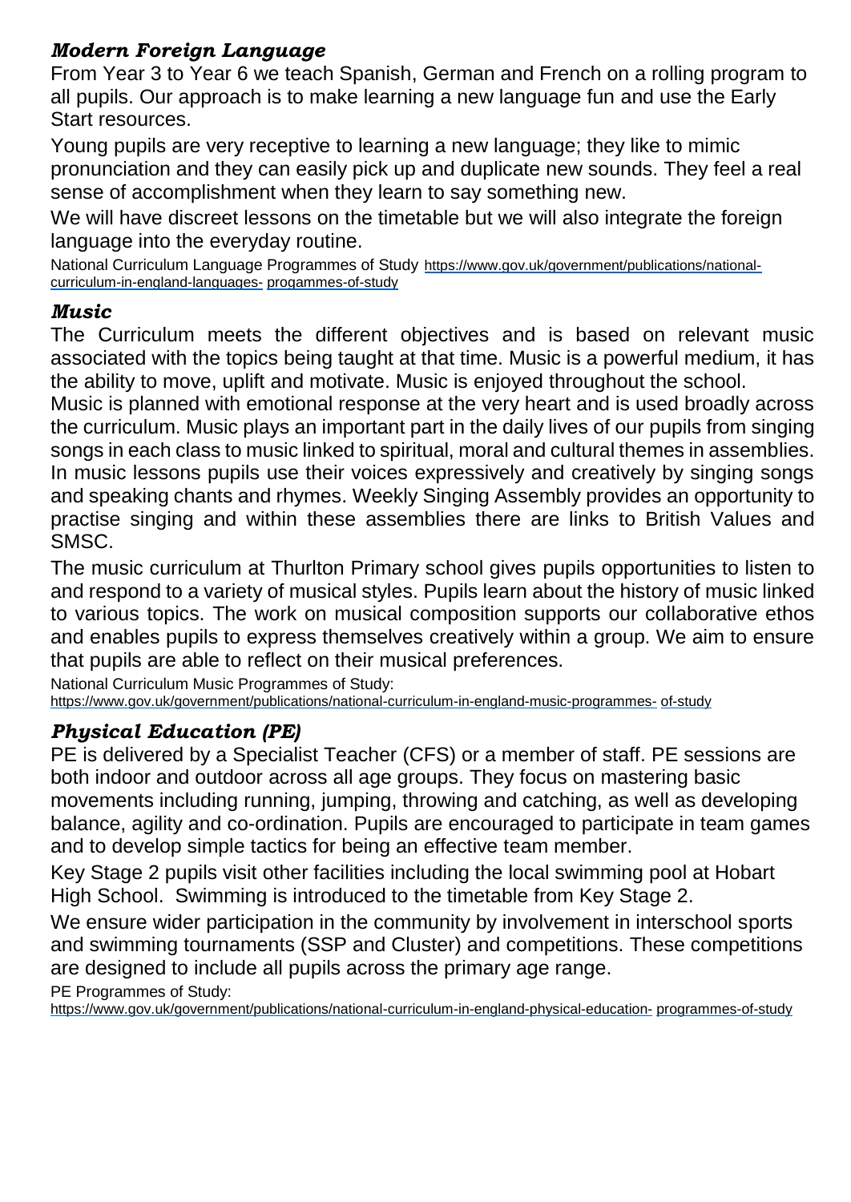### ***Modern Foreign Language***

From Year 3 to Year 6 we teach Spanish, German and French on a rolling program to all pupils. Our approach is to make learning a new language fun and use the Early Start resources.

Young pupils are very receptive to learning a new language; they like to mimic pronunciation and they can easily pick up and duplicate new sounds. They feel a real sense of accomplishment when they learn to say something new.

We will have discreet lessons on the timetable but we will also integrate the foreign language into the everyday routine.

National Curriculum Language Programmes of Study https://www.gov.uk/government/publications/national-curriculum-in-england-languages- progammes-of-study

### ***Music***

The Curriculum meets the different objectives and is based on relevant music associated with the topics being taught at that time. Music is a powerful medium, it has the ability to move, uplift and motivate. Music is enjoyed throughout the school.

Music is planned with emotional response at the very heart and is used broadly across the curriculum. Music plays an important part in the daily lives of our pupils from singing songs in each class to music linked to spiritual, moral and cultural themes in assemblies. In music lessons pupils use their voices expressively and creatively by singing songs and speaking chants and rhymes. Weekly Singing Assembly provides an opportunity to practise singing and within these assemblies there are links to British Values and SMSC.

The music curriculum at Thurlton Primary school gives pupils opportunities to listen to and respond to a variety of musical styles. Pupils learn about the history of music linked to various topics. The work on musical composition supports our collaborative ethos and enables pupils to express themselves creatively within a group. We aim to ensure that pupils are able to reflect on their musical preferences.

National Curriculum Music Programmes of Study:
https://www.gov.uk/government/publications/national-curriculum-in-england-music-programmes- of-study

### ***Physical Education (PE)***

PE is delivered by a Specialist Teacher (CFS) or a member of staff. PE sessions are both indoor and outdoor across all age groups. They focus on mastering basic movements including running, jumping, throwing and catching, as well as developing balance, agility and co-ordination. Pupils are encouraged to participate in team games and to develop simple tactics for being an effective team member.

Key Stage 2 pupils visit other facilities including the local swimming pool at Hobart High School. Swimming is introduced to the timetable from Key Stage 2.

We ensure wider participation in the community by involvement in interschool sports and swimming tournaments (SSP and Cluster) and competitions. These competitions are designed to include all pupils across the primary age range.

PE Programmes of Study:
https://www.gov.uk/government/publications/national-curriculum-in-england-physical-education- programmes-of-study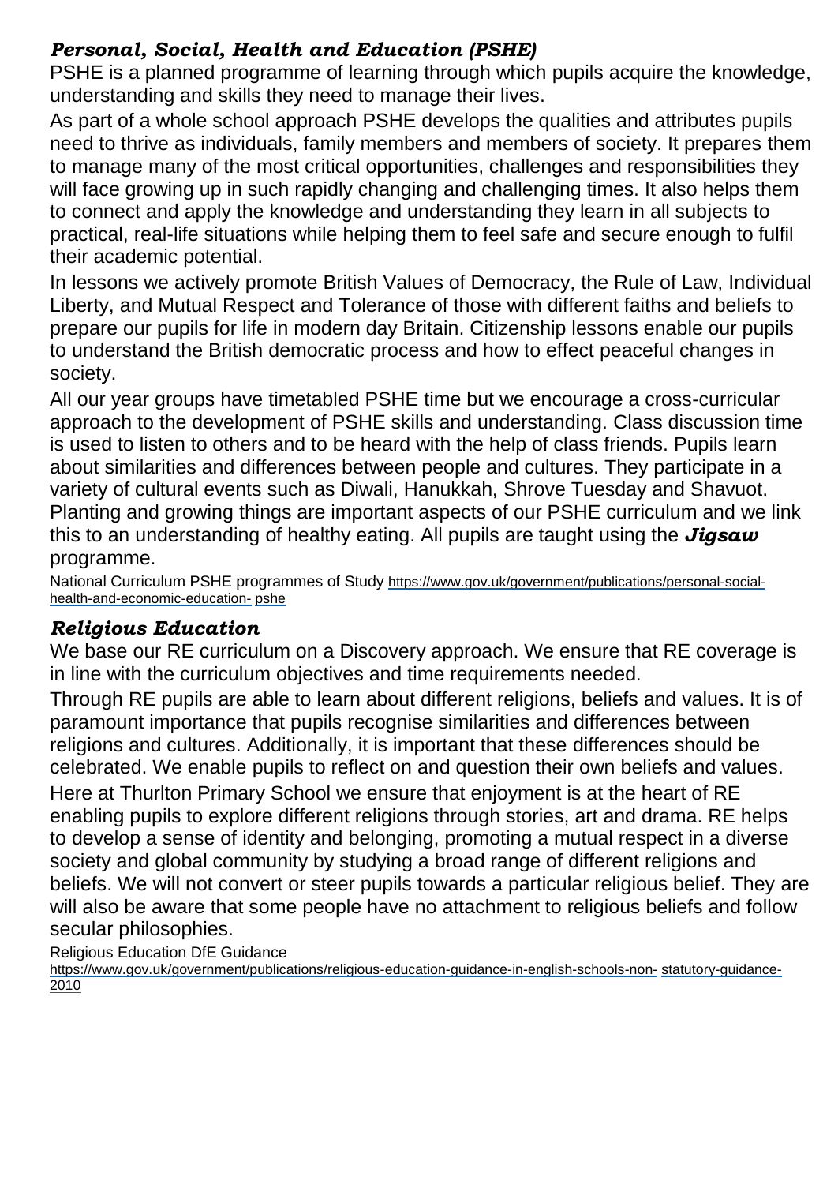### *Personal, Social, Health and Education (PSHE)*

PSHE is a planned programme of learning through which pupils acquire the knowledge, understanding and skills they need to manage their lives.

As part of a whole school approach PSHE develops the qualities and attributes pupils need to thrive as individuals, family members and members of society. It prepares them to manage many of the most critical opportunities, challenges and responsibilities they will face growing up in such rapidly changing and challenging times. It also helps them to connect and apply the knowledge and understanding they learn in all subjects to practical, real-life situations while helping them to feel safe and secure enough to fulfil their academic potential.

In lessons we actively promote British Values of Democracy, the Rule of Law, Individual Liberty, and Mutual Respect and Tolerance of those with different faiths and beliefs to prepare our pupils for life in modern day Britain. Citizenship lessons enable our pupils to understand the British democratic process and how to effect peaceful changes in society.

All our year groups have timetabled PSHE time but we encourage a cross-curricular approach to the development of PSHE skills and understanding. Class discussion time is used to listen to others and to be heard with the help of class friends. Pupils learn about similarities and differences between people and cultures. They participate in a variety of cultural events such as Diwali, Hanukkah, Shrove Tuesday and Shavuot. Planting and growing things are important aspects of our PSHE curriculum and we link this to an understanding of healthy eating. All pupils are taught using the ***Jigsaw*** programme.

National Curriculum PSHE programmes of Study https://www.gov.uk/government/publications/personal-social-health-and-economic-education- pshe

### *Religious Education*

We base our RE curriculum on a Discovery approach. We ensure that RE coverage is in line with the curriculum objectives and time requirements needed.

Through RE pupils are able to learn about different religions, beliefs and values. It is of paramount importance that pupils recognise similarities and differences between religions and cultures. Additionally, it is important that these differences should be celebrated. We enable pupils to reflect on and question their own beliefs and values.

Here at Thurlton Primary School we ensure that enjoyment is at the heart of RE enabling pupils to explore different religions through stories, art and drama. RE helps to develop a sense of identity and belonging, promoting a mutual respect in a diverse society and global community by studying a broad range of different religions and beliefs. We will not convert or steer pupils towards a particular religious belief. They are will also be aware that some people have no attachment to religious beliefs and follow secular philosophies.

Religious Education DfE Guidance
https://www.gov.uk/government/publications/religious-education-guidance-in-english-schools-non- statutory-guidance-2010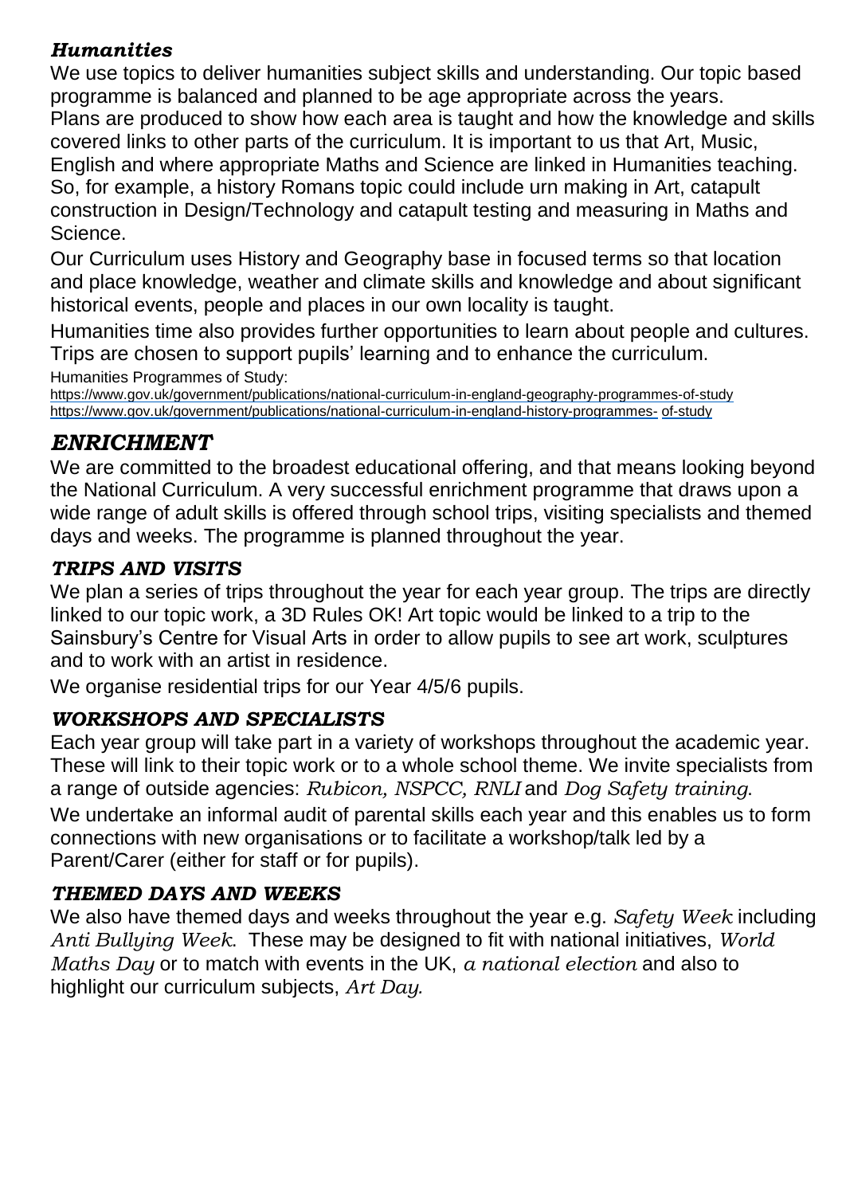### *Humanities*

We use topics to deliver humanities subject skills and understanding. Our topic based programme is balanced and planned to be age appropriate across the years.
Plans are produced to show how each area is taught and how the knowledge and skills covered links to other parts of the curriculum. It is important to us that Art, Music, English and where appropriate Maths and Science are linked in Humanities teaching. So, for example, a history Romans topic could include urn making in Art, catapult construction in Design/Technology and catapult testing and measuring in Maths and Science.

Our Curriculum uses History and Geography base in focused terms so that location and place knowledge, weather and climate skills and knowledge and about significant historical events, people and places in our own locality is taught.

Humanities time also provides further opportunities to learn about people and cultures. Trips are chosen to support pupils' learning and to enhance the curriculum.

Humanities Programmes of Study:
https://www.gov.uk/government/publications/national-curriculum-in-england-geography-programmes-of-study
https://www.gov.uk/government/publications/national-curriculum-in-england-history-programmes- of-study

## *ENRICHMENT*

We are committed to the broadest educational offering, and that means looking beyond the National Curriculum. A very successful enrichment programme that draws upon a wide range of adult skills is offered through school trips, visiting specialists and themed days and weeks. The programme is planned throughout the year.

### *TRIPS AND VISITS*

We plan a series of trips throughout the year for each year group. The trips are directly linked to our topic work, a 3D Rules OK! Art topic would be linked to a trip to the Sainsbury's Centre for Visual Arts in order to allow pupils to see art work, sculptures and to work with an artist in residence.

We organise residential trips for our Year 4/5/6 pupils.

### *WORKSHOPS AND SPECIALISTS*

Each year group will take part in a variety of workshops throughout the academic year. These will link to their topic work or to a whole school theme. We invite specialists from a range of outside agencies: *Rubicon, NSPCC, RNLI* and *Dog Safety training*.

We undertake an informal audit of parental skills each year and this enables us to form connections with new organisations or to facilitate a workshop/talk led by a Parent/Carer (either for staff or for pupils).

### *THEMED DAYS AND WEEKS*

We also have themed days and weeks throughout the year e.g. *Safety Week* including *Anti Bullying Week*. These may be designed to fit with national initiatives, *World Maths Day* or to match with events in the UK, *a national election* and also to highlight our curriculum subjects, *Art Day*.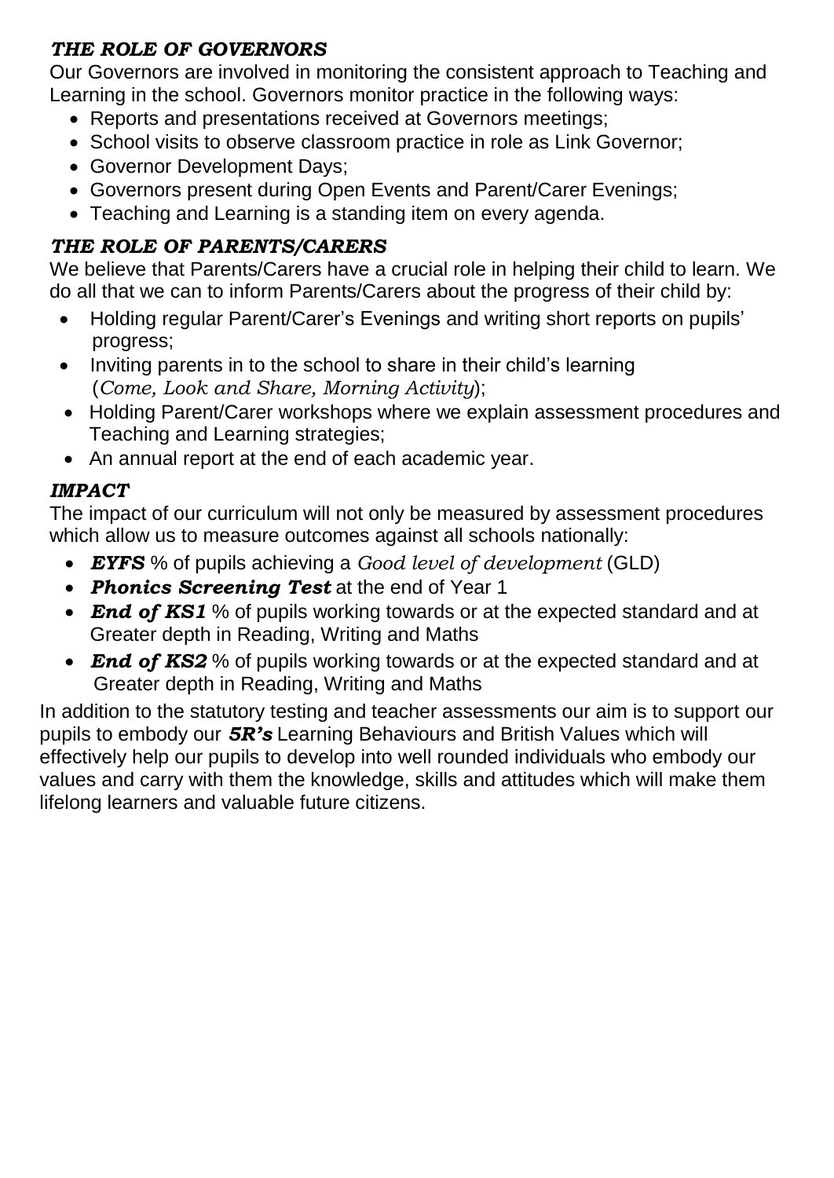### *THE ROLE OF GOVERNORS*

Our Governors are involved in monitoring the consistent approach to Teaching and Learning in the school. Governors monitor practice in the following ways:

- Reports and presentations received at Governors meetings;
- School visits to observe classroom practice in role as Link Governor;
- Governor Development Days;
- Governors present during Open Events and Parent/Carer Evenings;
- Teaching and Learning is a standing item on every agenda.

### *THE ROLE OF PARENTS/CARERS*

We believe that Parents/Carers have a crucial role in helping their child to learn. We do all that we can to inform Parents/Carers about the progress of their child by:

- Holding regular Parent/Carer's Evenings and writing short reports on pupils' progress;
- Inviting parents in to the school to share in their child's learning (*Come, Look and Share, Morning Activity*);
- Holding Parent/Carer workshops where we explain assessment procedures and Teaching and Learning strategies;
- An annual report at the end of each academic year.

### *IMPACT*

The impact of our curriculum will not only be measured by assessment procedures which allow us to measure outcomes against all schools nationally:

- ***EYFS*** % of pupils achieving a *Good level of development* (GLD)
- ***Phonics Screening Test*** at the end of Year 1
- ***End of KS1*** % of pupils working towards or at the expected standard and at Greater depth in Reading, Writing and Maths
- ***End of KS2*** % of pupils working towards or at the expected standard and at Greater depth in Reading, Writing and Maths

In addition to the statutory testing and teacher assessments our aim is to support our pupils to embody our ***5R's*** Learning Behaviours and British Values which will effectively help our pupils to develop into well rounded individuals who embody our values and carry with them the knowledge, skills and attitudes which will make them lifelong learners and valuable future citizens.